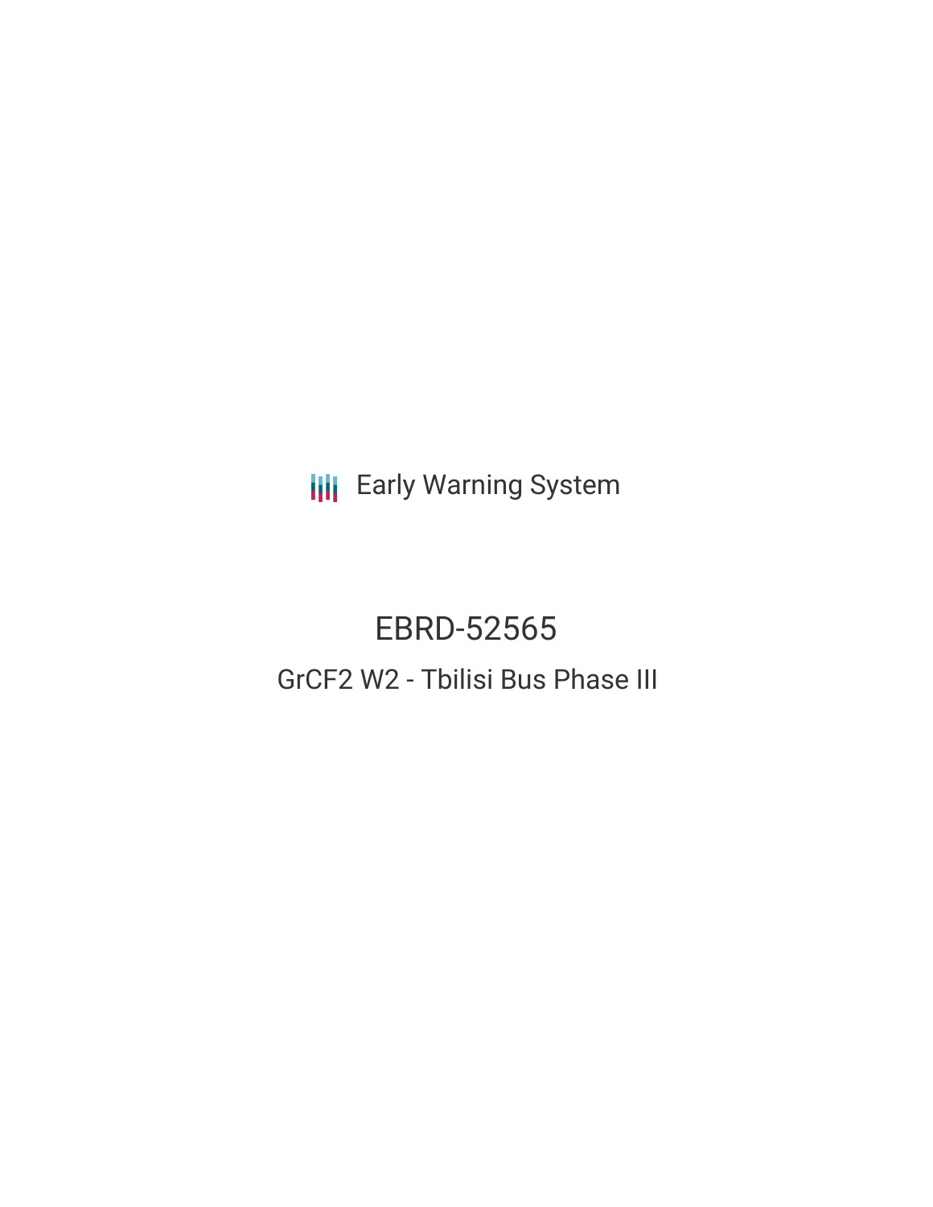Early Warning System

# EBRD-52565

## GrCF2 W2 - Tbilisi Bus Phase III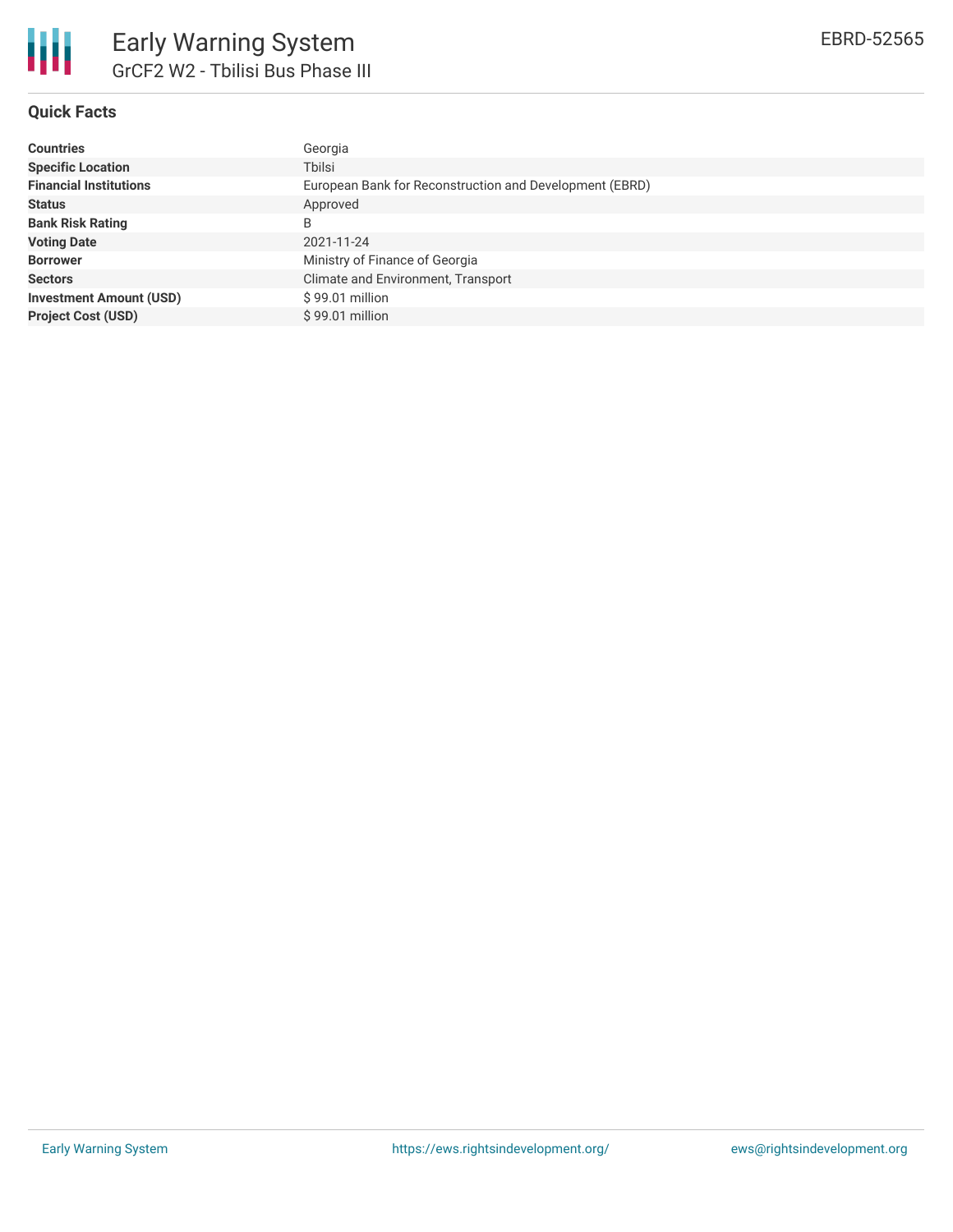# Early Warning System

## GrCF2 W2 - Tbilisi Bus Phase III

EBRD-52565

### Quick Facts

| | |
|---|---|
| **Countries** | Georgia |
| **Specific Location** | Tbilsi |
| **Financial Institutions** | European Bank for Reconstruction and Development (EBRD) |
| **Status** | Approved |
| **Bank Risk Rating** | B |
| **Voting Date** | 2021-11-24 |
| **Borrower** | Ministry of Finance of Georgia |
| **Sectors** | Climate and Environment, Transport |
| **Investment Amount (USD)** | $ 99.01 million |
| **Project Cost (USD)** | $ 99.01 million |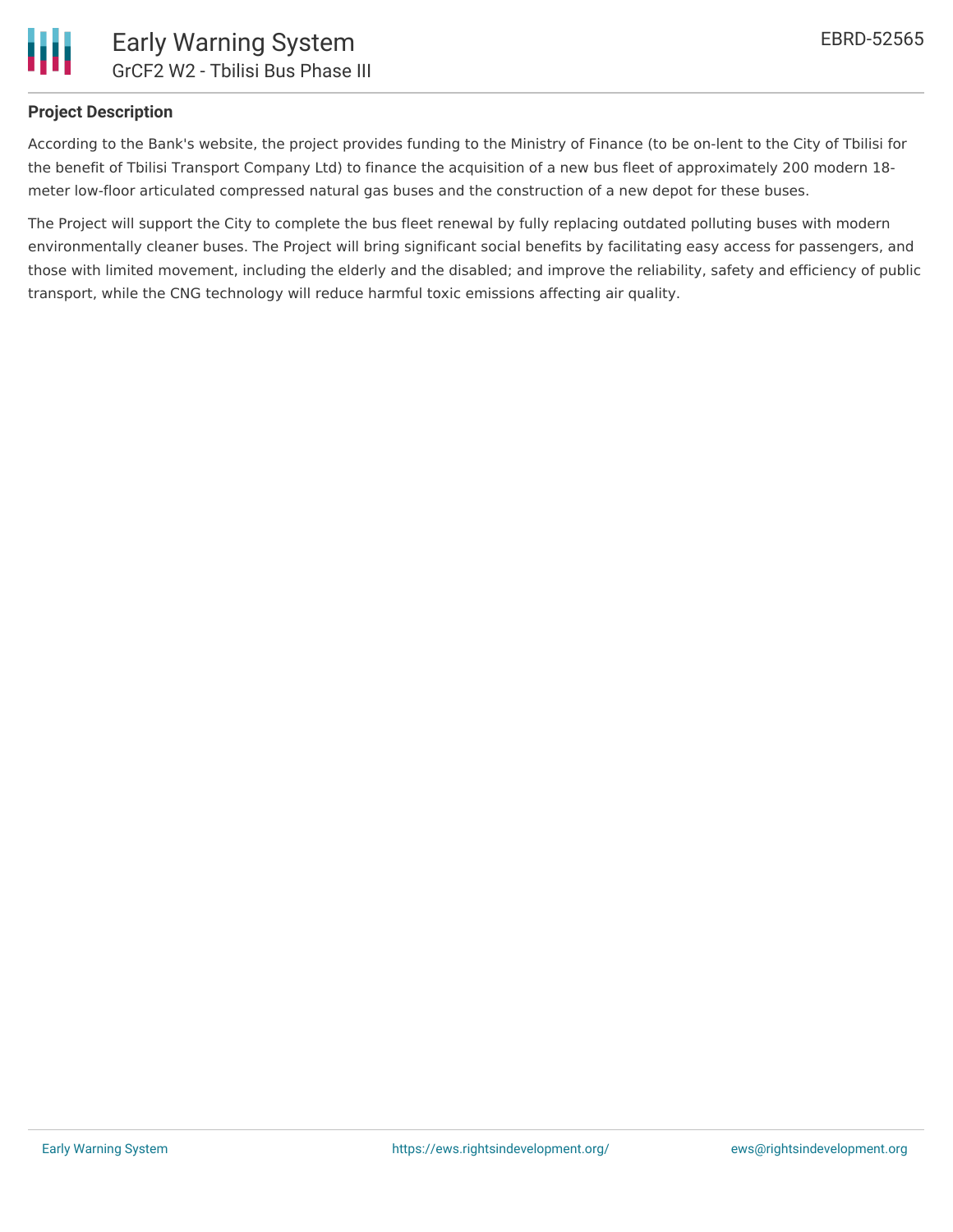## Project Description

According to the Bank's website, the project provides funding to the Ministry of Finance (to be on-lent to the City of Tbilisi for the benefit of Tbilisi Transport Company Ltd) to finance the acquisition of a new bus fleet of approximately 200 modern 18-meter low-floor articulated compressed natural gas buses and the construction of a new depot for these buses.

The Project will support the City to complete the bus fleet renewal by fully replacing outdated polluting buses with modern environmentally cleaner buses. The Project will bring significant social benefits by facilitating easy access for passengers, and those with limited movement, including the elderly and the disabled; and improve the reliability, safety and efficiency of public transport, while the CNG technology will reduce harmful toxic emissions affecting air quality.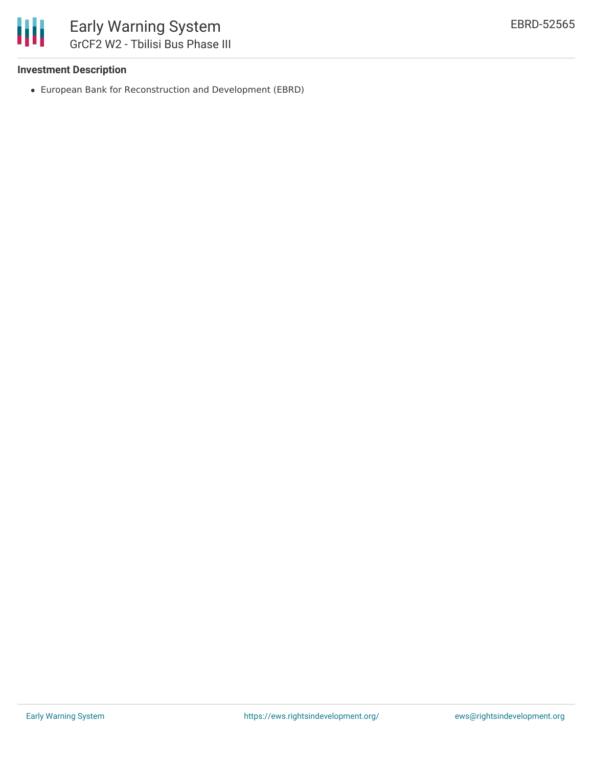### Investment Description

- European Bank for Reconstruction and Development (EBRD)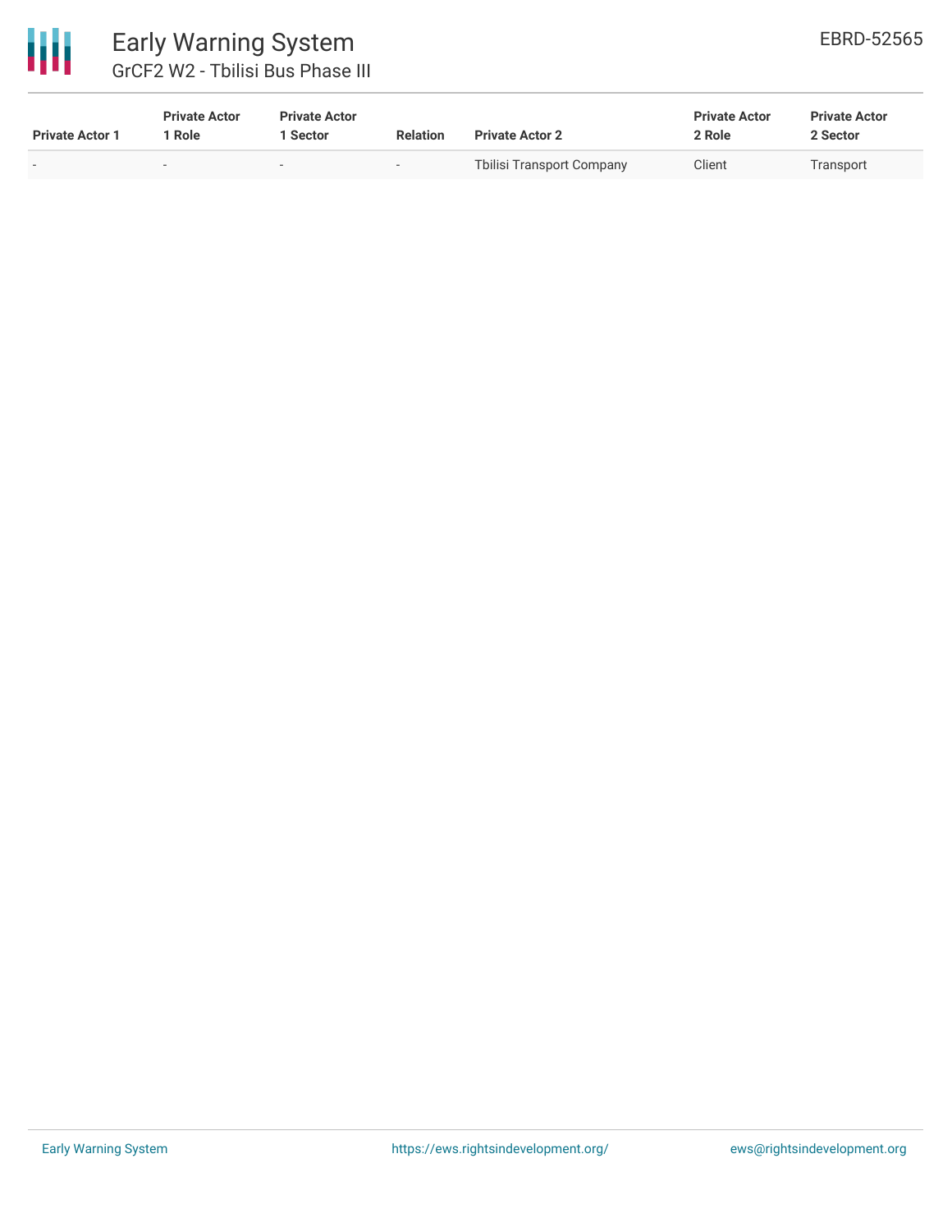| Private Actor 1 | Private Actor 1 Role | Private Actor 1 Sector | Relation | Private Actor 2 | Private Actor 2 Role | Private Actor 2 Sector |
|---|---|---|---|---|---|---|
| - | - | - | - | Tbilisi Transport Company | Client | Transport |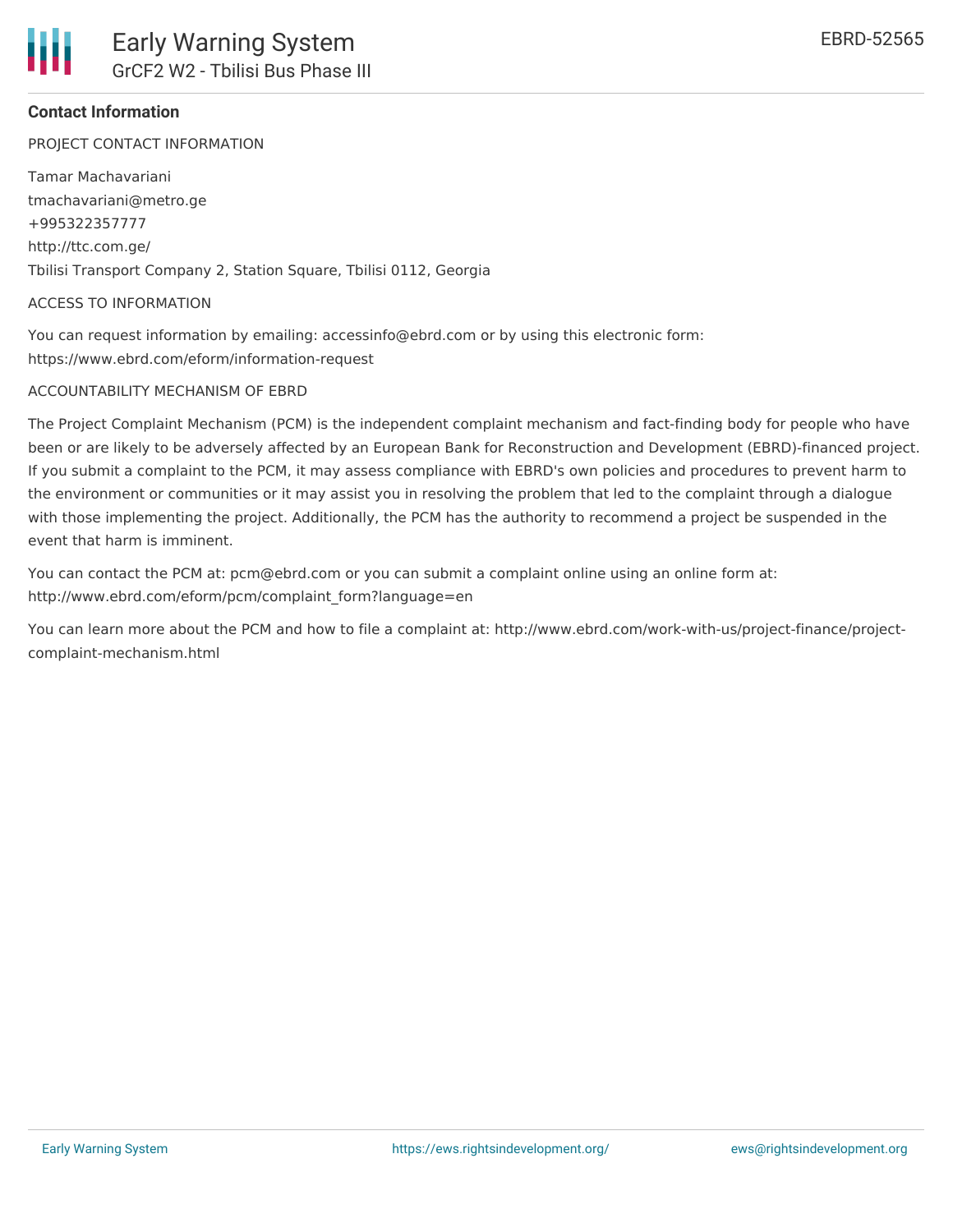**Contact Information**

PROJECT CONTACT INFORMATION

Tamar Machavariani
tmachavariani@metro.ge
+995322357777
http://ttc.com.ge/
Tbilisi Transport Company 2, Station Square, Tbilisi 0112, Georgia

ACCESS TO INFORMATION

You can request information by emailing: accessinfo@ebrd.com or by using this electronic form: https://www.ebrd.com/eform/information-request

ACCOUNTABILITY MECHANISM OF EBRD

The Project Complaint Mechanism (PCM) is the independent complaint mechanism and fact-finding body for people who have been or are likely to be adversely affected by an European Bank for Reconstruction and Development (EBRD)-financed project. If you submit a complaint to the PCM, it may assess compliance with EBRD's own policies and procedures to prevent harm to the environment or communities or it may assist you in resolving the problem that led to the complaint through a dialogue with those implementing the project. Additionally, the PCM has the authority to recommend a project be suspended in the event that harm is imminent.

You can contact the PCM at: pcm@ebrd.com or you can submit a complaint online using an online form at: http://www.ebrd.com/eform/pcm/complaint_form?language=en

You can learn more about the PCM and how to file a complaint at: http://www.ebrd.com/work-with-us/project-finance/project-complaint-mechanism.html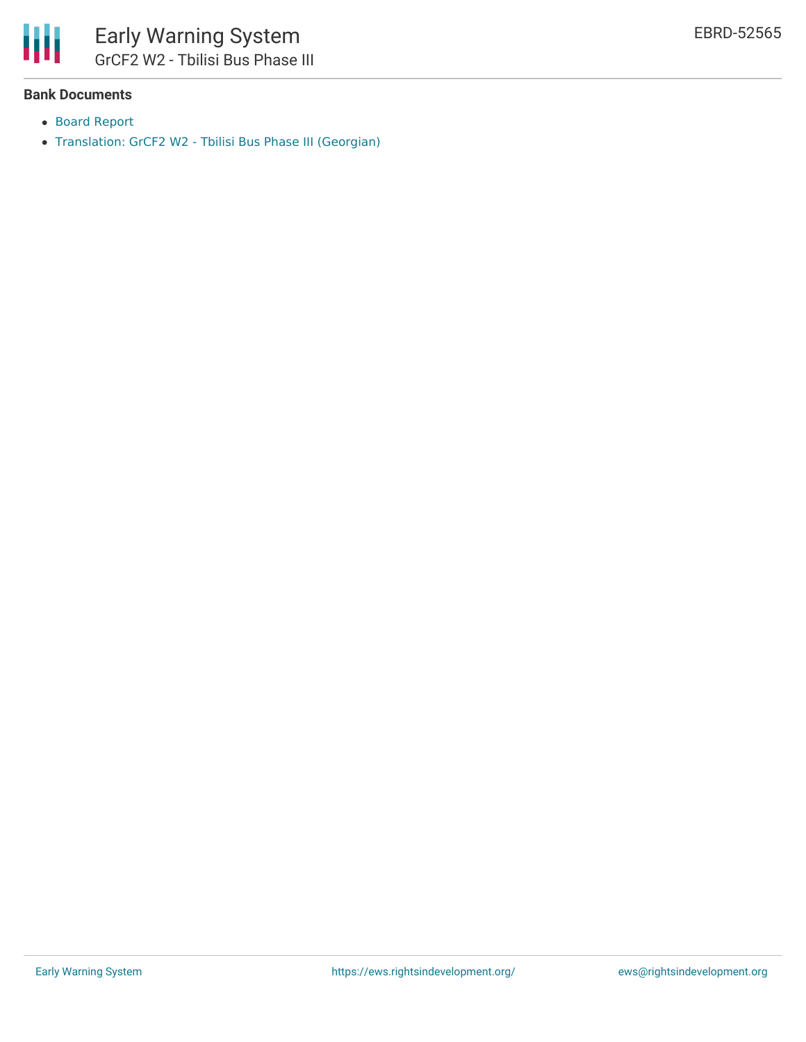**Bank Documents**

- Board Report
- Translation: GrCF2 W2 - Tbilisi Bus Phase III (Georgian)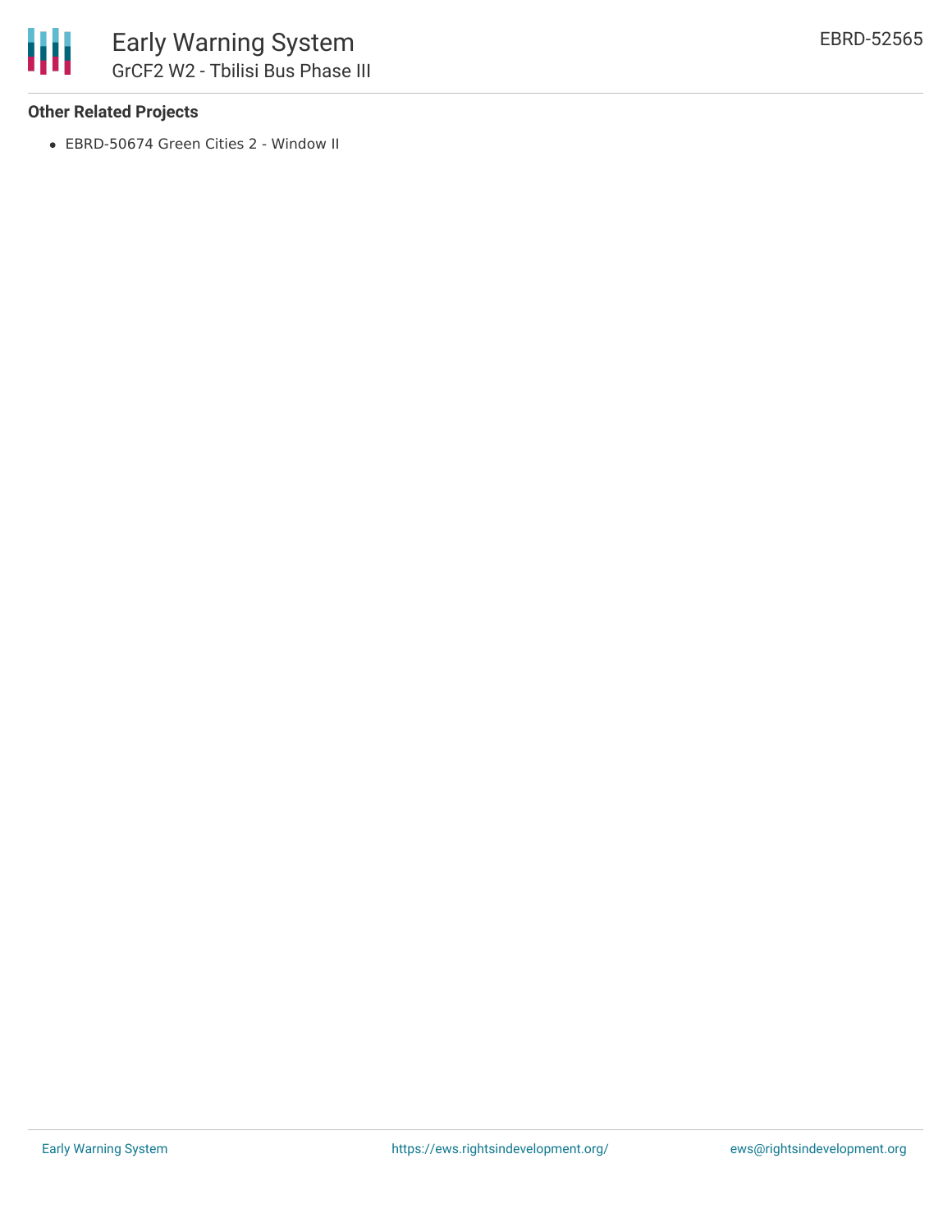**Other Related Projects**

- EBRD-50674 Green Cities 2 - Window II